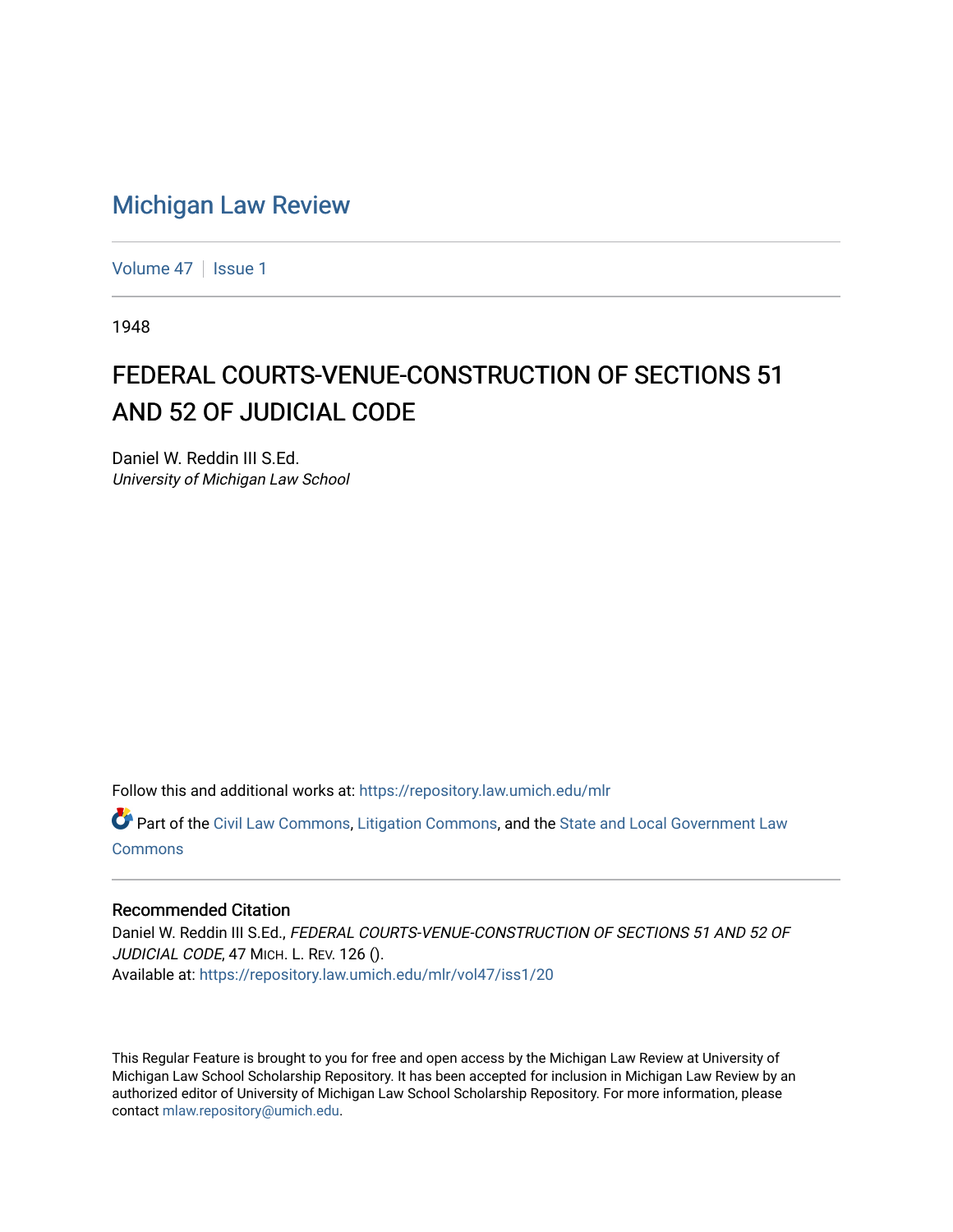# Michigan Law Review

Volume 47 | Issue 1

1948

## FEDERAL COURTS-VENUE-CONSTRUCTION OF SECTIONS 51 AND 52 OF JUDICIAL CODE

Daniel W. Reddin III S.Ed.
*University of Michigan Law School*

Follow this and additional works at: https://repository.law.umich.edu/mlr

Part of the Civil Law Commons, Litigation Commons, and the State and Local Government Law Commons

### Recommended Citation

Daniel W. Reddin III S.Ed., *FEDERAL COURTS-VENUE-CONSTRUCTION OF SECTIONS 51 AND 52 OF JUDICIAL CODE*, 47 MICH. L. REV. 126 ().
Available at: https://repository.law.umich.edu/mlr/vol47/iss1/20

This Regular Feature is brought to you for free and open access by the Michigan Law Review at University of Michigan Law School Scholarship Repository. It has been accepted for inclusion in Michigan Law Review by an authorized editor of University of Michigan Law School Scholarship Repository. For more information, please contact mlaw.repository@umich.edu.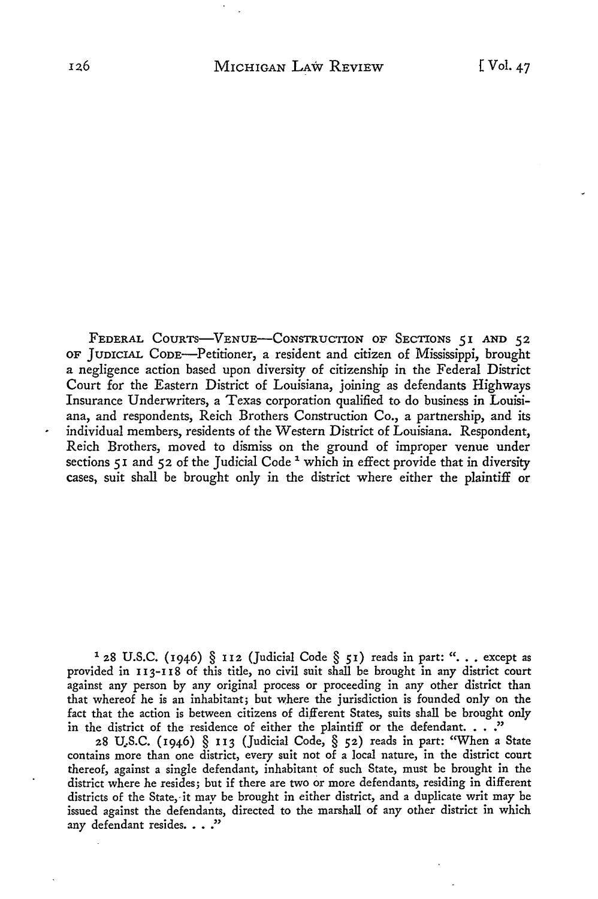FEDERAL COURTS—VENUE—CONSTRUCTION OF SECTIONS 51 AND 52 OF JUDICIAL CODE—Petitioner, a resident and citizen of Mississippi, brought a negligence action based upon diversity of citizenship in the Federal District Court for the Eastern District of Louisiana, joining as defendants Highways Insurance Underwriters, a Texas corporation qualified to do business in Louisiana, and respondents, Reich Brothers Construction Co., a partnership, and its individual members, residents of the Western District of Louisiana. Respondent, Reich Brothers, moved to dismiss on the ground of improper venue under sections 51 and 52 of the Judicial Code [1] which in effect provide that in diversity cases, suit shall be brought only in the district where either the plaintiff or

---

[1] 28 U.S.C. (1946) § 112 (Judicial Code § 51) reads in part: ". . . except as provided in 113-118 of this title, no civil suit shall be brought in any district court against any person by any original process or proceeding in any other district than that whereof he is an inhabitant; but where the jurisdiction is founded only on the fact that the action is between citizens of different States, suits shall be brought only in the district of the residence of either the plaintiff or the defendant. . . ."

28 U.S.C. (1946) § 113 (Judicial Code, § 52) reads in part: "When a State contains more than one district, every suit not of a local nature, in the district court thereof, against a single defendant, inhabitant of such State, must be brought in the district where he resides; but if there are two or more defendants, residing in different districts of the State, it may be brought in either district, and a duplicate writ may be issued against the defendants, directed to the marshall of any other district in which any defendant resides. . . ."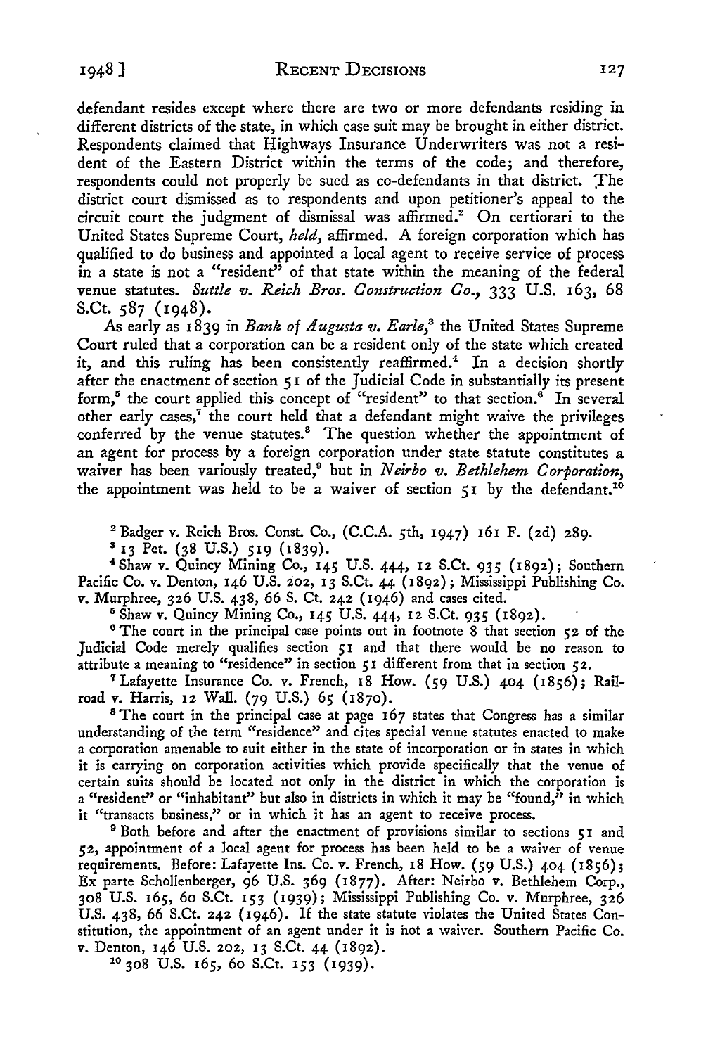defendant resides except where there are two or more defendants residing in different districts of the state, in which case suit may be brought in either district. Respondents claimed that Highways Insurance Underwriters was not a resident of the Eastern District within the terms of the code; and therefore, respondents could not properly be sued as co-defendants in that district. The district court dismissed as to respondents and upon petitioner's appeal to the circuit court the judgment of dismissal was affirmed.[2] On certiorari to the United States Supreme Court, *held*, affirmed. A foreign corporation which has qualified to do business and appointed a local agent to receive service of process in a state is not a "resident" of that state within the meaning of the federal venue statutes. *Suttle v. Reich Bros. Construction Co.*, 333 U.S. 163, 68 S.Ct. 587 (1948).

As early as 1839 in *Bank of Augusta v. Earle*,[3] the United States Supreme Court ruled that a corporation can be a resident only of the state which created it, and this ruling has been consistently reaffirmed.[4] In a decision shortly after the enactment of section 51 of the Judicial Code in substantially its present form,[5] the court applied this concept of "resident" to that section.[6] In several other early cases,[7] the court held that a defendant might waive the privileges conferred by the venue statutes.[8] The question whether the appointment of an agent for process by a foreign corporation under state statute constitutes a waiver has been variously treated,[9] but in *Neirbo v. Bethlehem Corporation*, the appointment was held to be a waiver of section 51 by the defendant.[10]

[2] Badger v. Reich Bros. Const. Co., (C.C.A. 5th, 1947) 161 F. (2d) 289.

[3] 13 Pet. (38 U.S.) 519 (1839).

[4] Shaw v. Quincy Mining Co., 145 U.S. 444, 12 S.Ct. 935 (1892); Southern Pacific Co. v. Denton, 146 U.S. 202, 13 S.Ct. 44 (1892); Mississippi Publishing Co. v. Murphree, 326 U.S. 438, 66 S. Ct. 242 (1946) and cases cited.

[5] Shaw v. Quincy Mining Co., 145 U.S. 444, 12 S.Ct. 935 (1892).

[6] The court in the principal case points out in footnote 8 that section 52 of the Judicial Code merely qualifies section 51 and that there would be no reason to attribute a meaning to "residence" in section 51 different from that in section 52.

[7] Lafayette Insurance Co. v. French, 18 How. (59 U.S.) 404 (1856); Railroad v. Harris, 12 Wall. (79 U.S.) 65 (1870).

[8] The court in the principal case at page 167 states that Congress has a similar understanding of the term "residence" and cites special venue statutes enacted to make a corporation amenable to suit either in the state of incorporation or in states in which it is carrying on corporation activities which provide specifically that the venue of certain suits should be located not only in the district in which the corporation is a "resident" or "inhabitant" but also in districts in which it may be "found," in which it "transacts business," or in which it has an agent to receive process.

[9] Both before and after the enactment of provisions similar to sections 51 and 52, appointment of a local agent for process has been held to be a waiver of venue requirements. Before: Lafayette Ins. Co. v. French, 18 How. (59 U.S.) 404 (1856); Ex parte Schollenberger, 96 U.S. 369 (1877). After: Neirbo v. Bethlehem Corp., 308 U.S. 165, 60 S.Ct. 153 (1939); Mississippi Publishing Co. v. Murphree, 326 U.S. 438, 66 S.Ct. 242 (1946). If the state statute violates the United States Constitution, the appointment of an agent under it is not a waiver. Southern Pacific Co. v. Denton, 146 U.S. 202, 13 S.Ct. 44 (1892).

[10] 308 U.S. 165, 60 S.Ct. 153 (1939).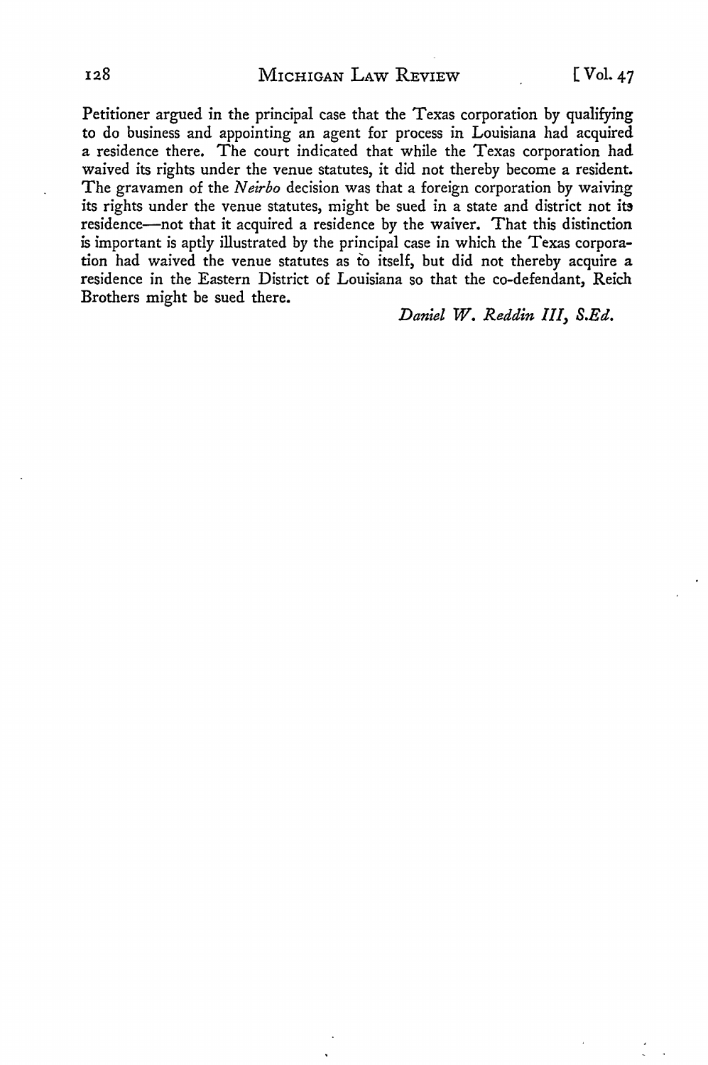Petitioner argued in the principal case that the Texas corporation by qualifying to do business and appointing an agent for process in Louisiana had acquired a residence there. The court indicated that while the Texas corporation had waived its rights under the venue statutes, it did not thereby become a resident. The gravamen of the *Neirbo* decision was that a foreign corporation by waiving its rights under the venue statutes, might be sued in a state and district not its residence—not that it acquired a residence by the waiver. That this distinction is important is aptly illustrated by the principal case in which the Texas corporation had waived the venue statutes as to itself, but did not thereby acquire a residence in the Eastern District of Louisiana so that the co-defendant, Reich Brothers might be sued there.

*Daniel W. Reddin III, S.Ed.*